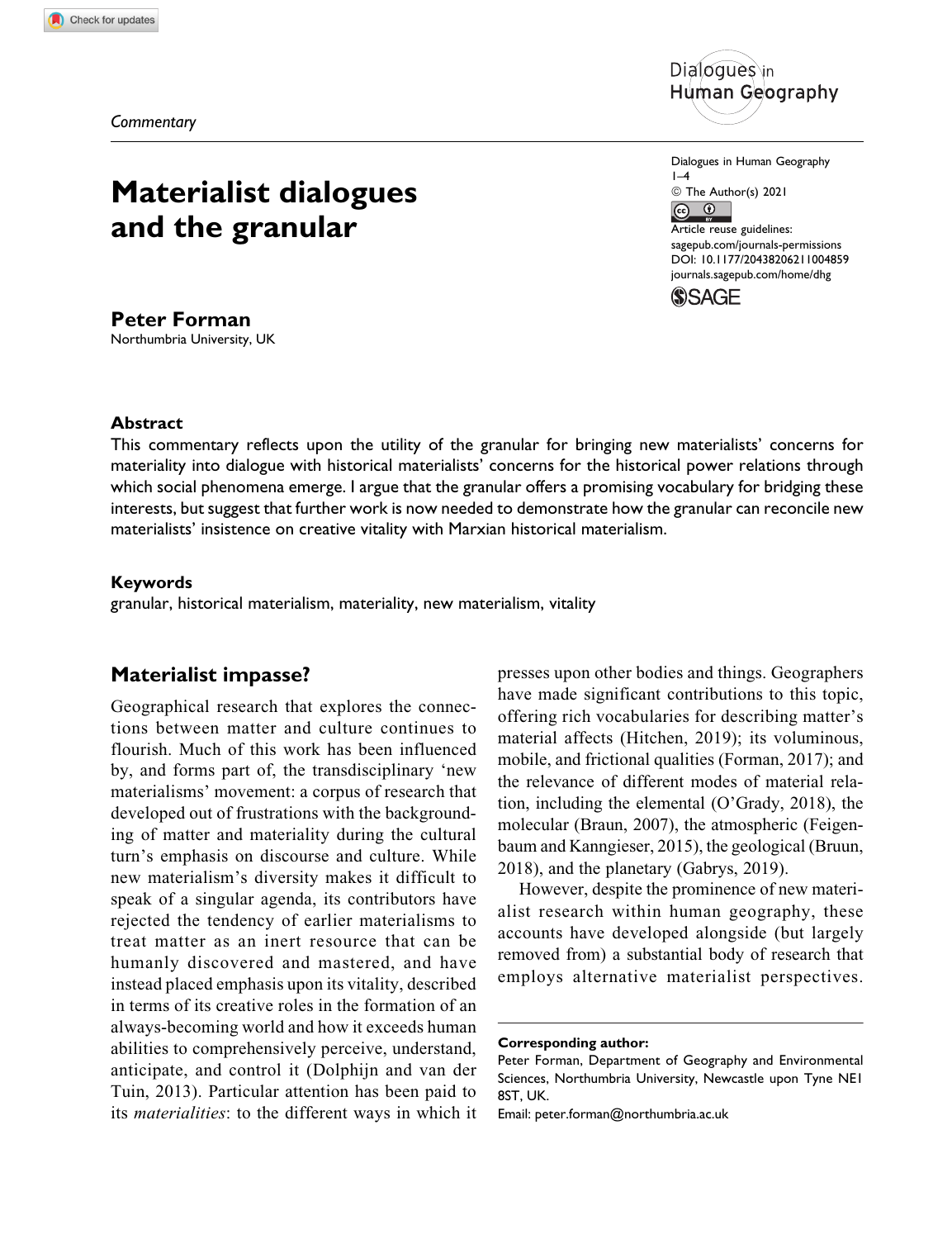*Commentary*

# Materialist dialogues and the granular

**Peter Forman**
Northumbria University, UK

Dialogues in Human Geography
© The Author(s) 2021
Article reuse guidelines:
sagepub.com/journals-permissions
DOI: 10.1177/20438206211004859
journals.sagepub.com/home/dhg

### Abstract

This commentary reflects upon the utility of the granular for bringing new materialists' concerns for materiality into dialogue with historical materialists' concerns for the historical power relations through which social phenomena emerge. I argue that the granular offers a promising vocabulary for bridging these interests, but suggest that further work is now needed to demonstrate how the granular can reconcile new materialists' insistence on creative vitality with Marxian historical materialism.

### Keywords

granular, historical materialism, materiality, new materialism, vitality

## Materialist impasse?

Geographical research that explores the connections between matter and culture continues to flourish. Much of this work has been influenced by, and forms part of, the transdisciplinary 'new materialisms' movement: a corpus of research that developed out of frustrations with the backgrounding of matter and materiality during the cultural turn's emphasis on discourse and culture. While new materialism's diversity makes it difficult to speak of a singular agenda, its contributors have rejected the tendency of earlier materialisms to treat matter as an inert resource that can be humanly discovered and mastered, and have instead placed emphasis upon its vitality, described in terms of its creative roles in the formation of an always-becoming world and how it exceeds human abilities to comprehensively perceive, understand, anticipate, and control it (Dolphijn and van der Tuin, 2013). Particular attention has been paid to its *materialities*: to the different ways in which it presses upon other bodies and things. Geographers have made significant contributions to this topic, offering rich vocabularies for describing matter's material affects (Hitchen, 2019); its voluminous, mobile, and frictional qualities (Forman, 2017); and the relevance of different modes of material relation, including the elemental (O'Grady, 2018), the molecular (Braun, 2007), the atmospheric (Feigenbaum and Kanngieser, 2015), the geological (Bruun, 2018), and the planetary (Gabrys, 2019).

However, despite the prominence of new materialist research within human geography, these accounts have developed alongside (but largely removed from) a substantial body of research that employs alternative materialist perspectives.

**Corresponding author:**
Peter Forman, Department of Geography and Environmental Sciences, Northumbria University, Newcastle upon Tyne NE1 8ST, UK.
Email: peter.forman@northumbria.ac.uk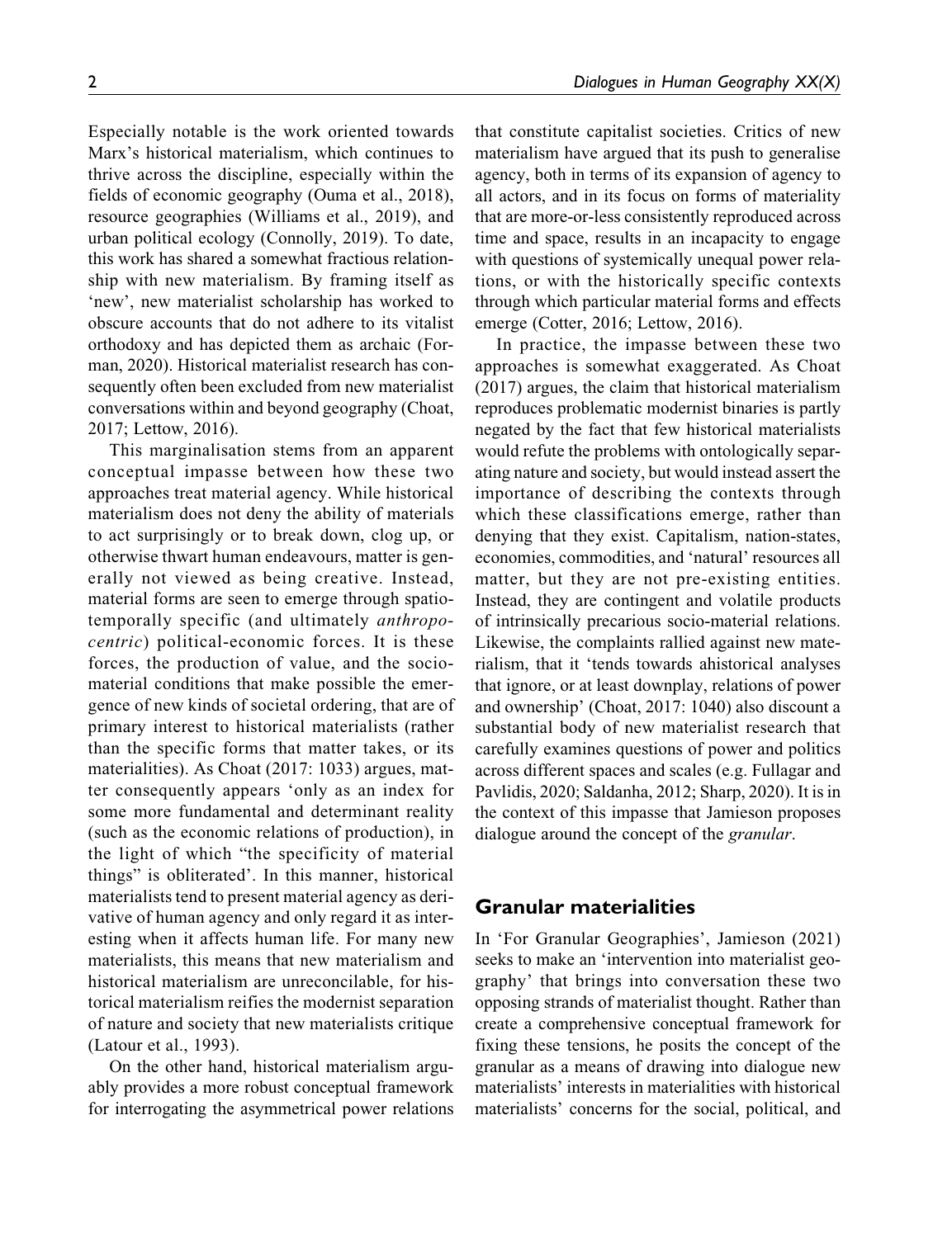Especially notable is the work oriented towards Marx's historical materialism, which continues to thrive across the discipline, especially within the fields of economic geography (Ouma et al., 2018), resource geographies (Williams et al., 2019), and urban political ecology (Connolly, 2019). To date, this work has shared a somewhat fractious relationship with new materialism. By framing itself as 'new', new materialist scholarship has worked to obscure accounts that do not adhere to its vitalist orthodoxy and has depicted them as archaic (Forman, 2020). Historical materialist research has consequently often been excluded from new materialist conversations within and beyond geography (Choat, 2017; Lettow, 2016).

This marginalisation stems from an apparent conceptual impasse between how these two approaches treat material agency. While historical materialism does not deny the ability of materials to act surprisingly or to break down, clog up, or otherwise thwart human endeavours, matter is generally not viewed as being creative. Instead, material forms are seen to emerge through spatiotemporally specific (and ultimately *anthropocentric*) political-economic forces. It is these forces, the production of value, and the socio-material conditions that make possible the emergence of new kinds of societal ordering, that are of primary interest to historical materialists (rather than the specific forms that matter takes, or its materialities). As Choat (2017: 1033) argues, matter consequently appears 'only as an index for some more fundamental and determinant reality (such as the economic relations of production), in the light of which "the specificity of material things" is obliterated'. In this manner, historical materialists tend to present material agency as derivative of human agency and only regard it as interesting when it affects human life. For many new materialists, this means that new materialism and historical materialism are unreconcilable, for historical materialism reifies the modernist separation of nature and society that new materialists critique (Latour et al., 1993).

On the other hand, historical materialism arguably provides a more robust conceptual framework for interrogating the asymmetrical power relations that constitute capitalist societies. Critics of new materialism have argued that its push to generalise agency, both in terms of its expansion of agency to all actors, and in its focus on forms of materiality that are more-or-less consistently reproduced across time and space, results in an incapacity to engage with questions of systemically unequal power relations, or with the historically specific contexts through which particular material forms and effects emerge (Cotter, 2016; Lettow, 2016).

In practice, the impasse between these two approaches is somewhat exaggerated. As Choat (2017) argues, the claim that historical materialism reproduces problematic modernist binaries is partly negated by the fact that few historical materialists would refute the problems with ontologically separating nature and society, but would instead assert the importance of describing the contexts through which these classifications emerge, rather than denying that they exist. Capitalism, nation-states, economies, commodities, and 'natural' resources all matter, but they are not pre-existing entities. Instead, they are contingent and volatile products of intrinsically precarious socio-material relations. Likewise, the complaints rallied against new materialism, that it 'tends towards ahistorical analyses that ignore, or at least downplay, relations of power and ownership' (Choat, 2017: 1040) also discount a substantial body of new materialist research that carefully examines questions of power and politics across different spaces and scales (e.g. Fullagar and Pavlidis, 2020; Saldanha, 2012; Sharp, 2020). It is in the context of this impasse that Jamieson proposes dialogue around the concept of the *granular*.

## Granular materialities

In 'For Granular Geographies', Jamieson (2021) seeks to make an 'intervention into materialist geography' that brings into conversation these two opposing strands of materialist thought. Rather than create a comprehensive conceptual framework for fixing these tensions, he posits the concept of the granular as a means of drawing into dialogue new materialists' interests in materialities with historical materialists' concerns for the social, political, and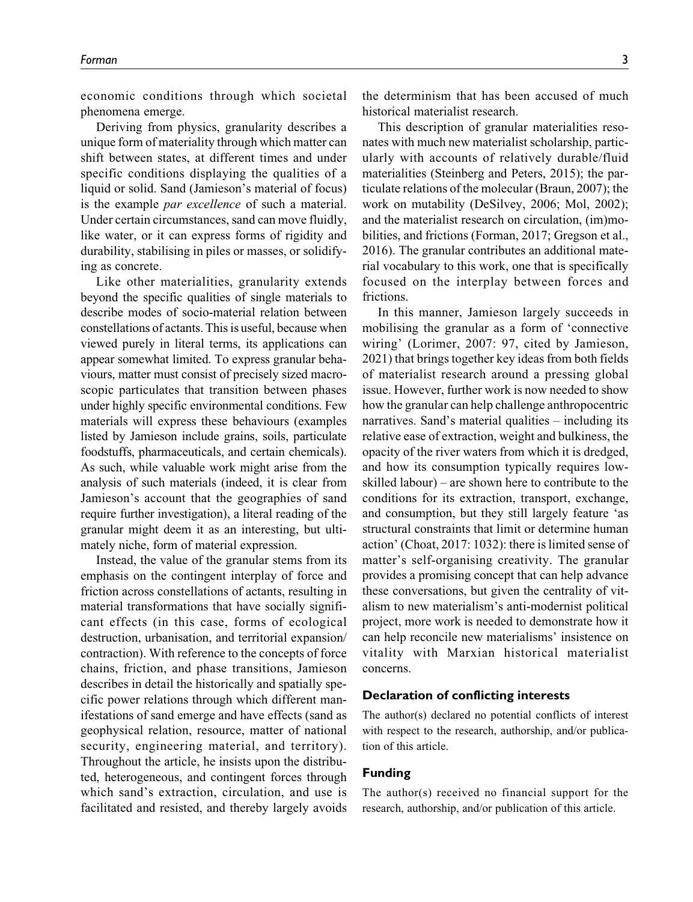economic conditions through which societal phenomena emerge.

Deriving from physics, granularity describes a unique form of materiality through which matter can shift between states, at different times and under specific conditions displaying the qualities of a liquid or solid. Sand (Jamieson's material of focus) is the example *par excellence* of such a material. Under certain circumstances, sand can move fluidly, like water, or it can express forms of rigidity and durability, stabilising in piles or masses, or solidifying as concrete.

Like other materialities, granularity extends beyond the specific qualities of single materials to describe modes of socio-material relation between constellations of actants. This is useful, because when viewed purely in literal terms, its applications can appear somewhat limited. To express granular behaviours, matter must consist of precisely sized macroscopic particulates that transition between phases under highly specific environmental conditions. Few materials will express these behaviours (examples listed by Jamieson include grains, soils, particulate foodstuffs, pharmaceuticals, and certain chemicals). As such, while valuable work might arise from the analysis of such materials (indeed, it is clear from Jamieson's account that the geographies of sand require further investigation), a literal reading of the granular might deem it as an interesting, but ultimately niche, form of material expression.

Instead, the value of the granular stems from its emphasis on the contingent interplay of force and friction across constellations of actants, resulting in material transformations that have socially significant effects (in this case, forms of ecological destruction, urbanisation, and territorial expansion/contraction). With reference to the concepts of force chains, friction, and phase transitions, Jamieson describes in detail the historically and spatially specific power relations through which different manifestations of sand emerge and have effects (sand as geophysical relation, resource, matter of national security, engineering material, and territory). Throughout the article, he insists upon the distributed, heterogeneous, and contingent forces through which sand's extraction, circulation, and use is facilitated and resisted, and thereby largely avoids the determinism that has been accused of much historical materialist research.

This description of granular materialities resonates with much new materialist scholarship, particularly with accounts of relatively durable/fluid materialities (Steinberg and Peters, 2015); the particulate relations of the molecular (Braun, 2007); the work on mutability (DeSilvey, 2006; Mol, 2002); and the materialist research on circulation, (im)mobilities, and frictions (Forman, 2017; Gregson et al., 2016). The granular contributes an additional material vocabulary to this work, one that is specifically focused on the interplay between forces and frictions.

In this manner, Jamieson largely succeeds in mobilising the granular as a form of 'connective wiring' (Lorimer, 2007: 97, cited by Jamieson, 2021) that brings together key ideas from both fields of materialist research around a pressing global issue. However, further work is now needed to show how the granular can help challenge anthropocentric narratives. Sand's material qualities – including its relative ease of extraction, weight and bulkiness, the opacity of the river waters from which it is dredged, and how its consumption typically requires low-skilled labour) – are shown here to contribute to the conditions for its extraction, transport, exchange, and consumption, but they still largely feature 'as structural constraints that limit or determine human action' (Choat, 2017: 1032): there is limited sense of matter's self-organising creativity. The granular provides a promising concept that can help advance these conversations, but given the centrality of vitalism to new materialism's anti-modernist political project, more work is needed to demonstrate how it can help reconcile new materialisms' insistence on vitality with Marxian historical materialist concerns.

## Declaration of conflicting interests

The author(s) declared no potential conflicts of interest with respect to the research, authorship, and/or publication of this article.

## Funding

The author(s) received no financial support for the research, authorship, and/or publication of this article.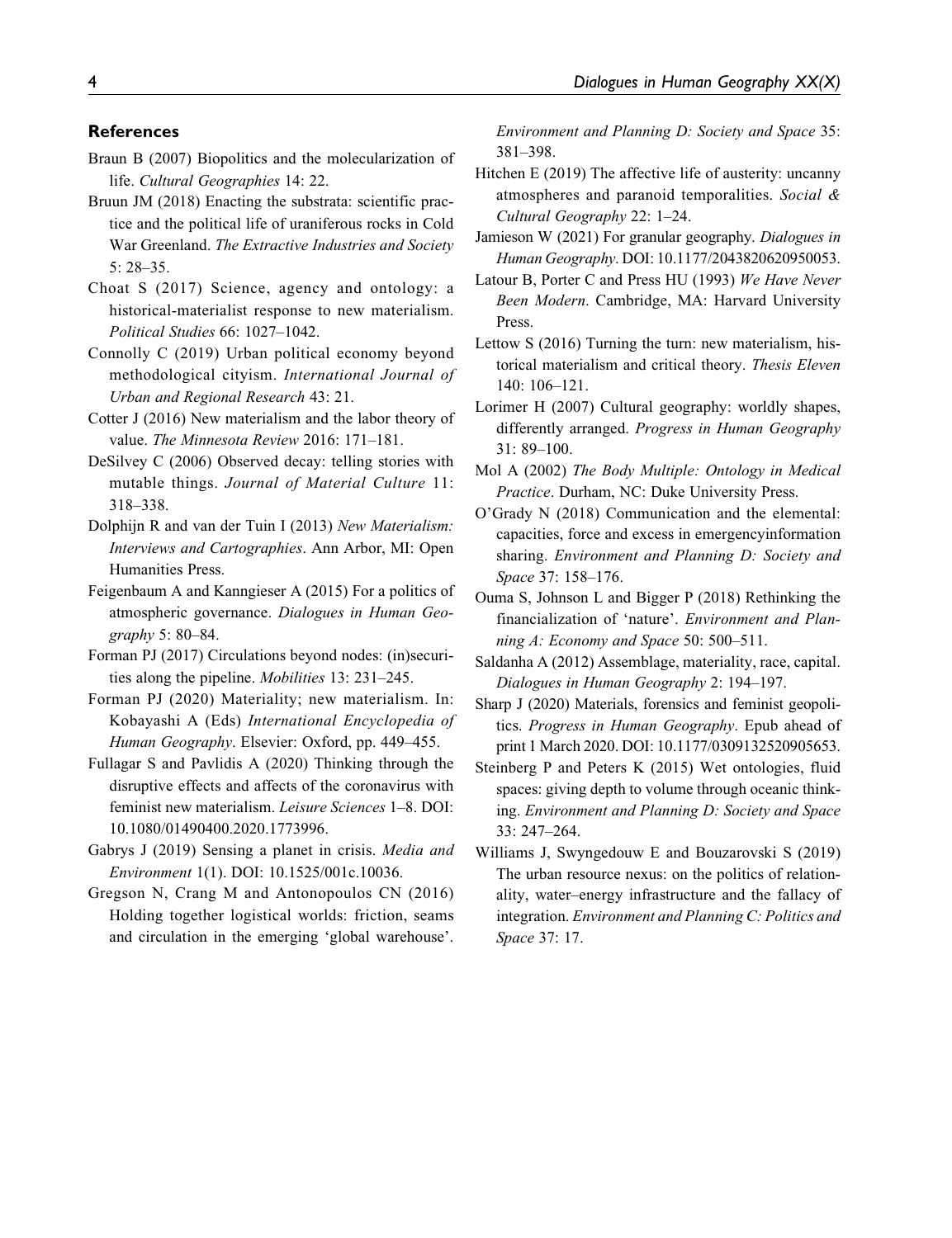## References

Braun B (2007) Biopolitics and the molecularization of life. *Cultural Geographies* 14: 22.

Bruun JM (2018) Enacting the substrata: scientific practice and the political life of uraniferous rocks in Cold War Greenland. *The Extractive Industries and Society* 5: 28–35.

Choat S (2017) Science, agency and ontology: a historical-materialist response to new materialism. *Political Studies* 66: 1027–1042.

Connolly C (2019) Urban political economy beyond methodological cityism. *International Journal of Urban and Regional Research* 43: 21.

Cotter J (2016) New materialism and the labor theory of value. *The Minnesota Review* 2016: 171–181.

DeSilvey C (2006) Observed decay: telling stories with mutable things. *Journal of Material Culture* 11: 318–338.

Dolphijn R and van der Tuin I (2013) *New Materialism: Interviews and Cartographies*. Ann Arbor, MI: Open Humanities Press.

Feigenbaum A and Kanngieser A (2015) For a politics of atmospheric governance. *Dialogues in Human Geography* 5: 80–84.

Forman PJ (2017) Circulations beyond nodes: (in)securities along the pipeline. *Mobilities* 13: 231–245.

Forman PJ (2020) Materiality; new materialism. In: Kobayashi A (Eds) *International Encyclopedia of Human Geography*. Elsevier: Oxford, pp. 449–455.

Fullagar S and Pavlidis A (2020) Thinking through the disruptive effects and affects of the coronavirus with feminist new materialism. *Leisure Sciences* 1–8. DOI: 10.1080/01490400.2020.1773996.

Gabrys J (2019) Sensing a planet in crisis. *Media and Environment* 1(1). DOI: 10.1525/001c.10036.

Gregson N, Crang M and Antonopoulos CN (2016) Holding together logistical worlds: friction, seams and circulation in the emerging 'global warehouse'. *Environment and Planning D: Society and Space* 35: 381–398.

Hitchen E (2019) The affective life of austerity: uncanny atmospheres and paranoid temporalities. *Social & Cultural Geography* 22: 1–24.

Jamieson W (2021) For granular geography. *Dialogues in Human Geography*. DOI: 10.1177/2043820620950053.

Latour B, Porter C and Press HU (1993) *We Have Never Been Modern*. Cambridge, MA: Harvard University Press.

Lettow S (2016) Turning the turn: new materialism, historical materialism and critical theory. *Thesis Eleven* 140: 106–121.

Lorimer H (2007) Cultural geography: worldly shapes, differently arranged. *Progress in Human Geography* 31: 89–100.

Mol A (2002) *The Body Multiple: Ontology in Medical Practice*. Durham, NC: Duke University Press.

O'Grady N (2018) Communication and the elemental: capacities, force and excess in emergencyinformation sharing. *Environment and Planning D: Society and Space* 37: 158–176.

Ouma S, Johnson L and Bigger P (2018) Rethinking the financialization of 'nature'. *Environment and Planning A: Economy and Space* 50: 500–511.

Saldanha A (2012) Assemblage, materiality, race, capital. *Dialogues in Human Geography* 2: 194–197.

Sharp J (2020) Materials, forensics and feminist geopolitics. *Progress in Human Geography*. Epub ahead of print 1 March 2020. DOI: 10.1177/0309132520905653.

Steinberg P and Peters K (2015) Wet ontologies, fluid spaces: giving depth to volume through oceanic thinking. *Environment and Planning D: Society and Space* 33: 247–264.

Williams J, Swyngedouw E and Bouzarovski S (2019) The urban resource nexus: on the politics of relationality, water–energy infrastructure and the fallacy of integration. *Environment and Planning C: Politics and Space* 37: 17.